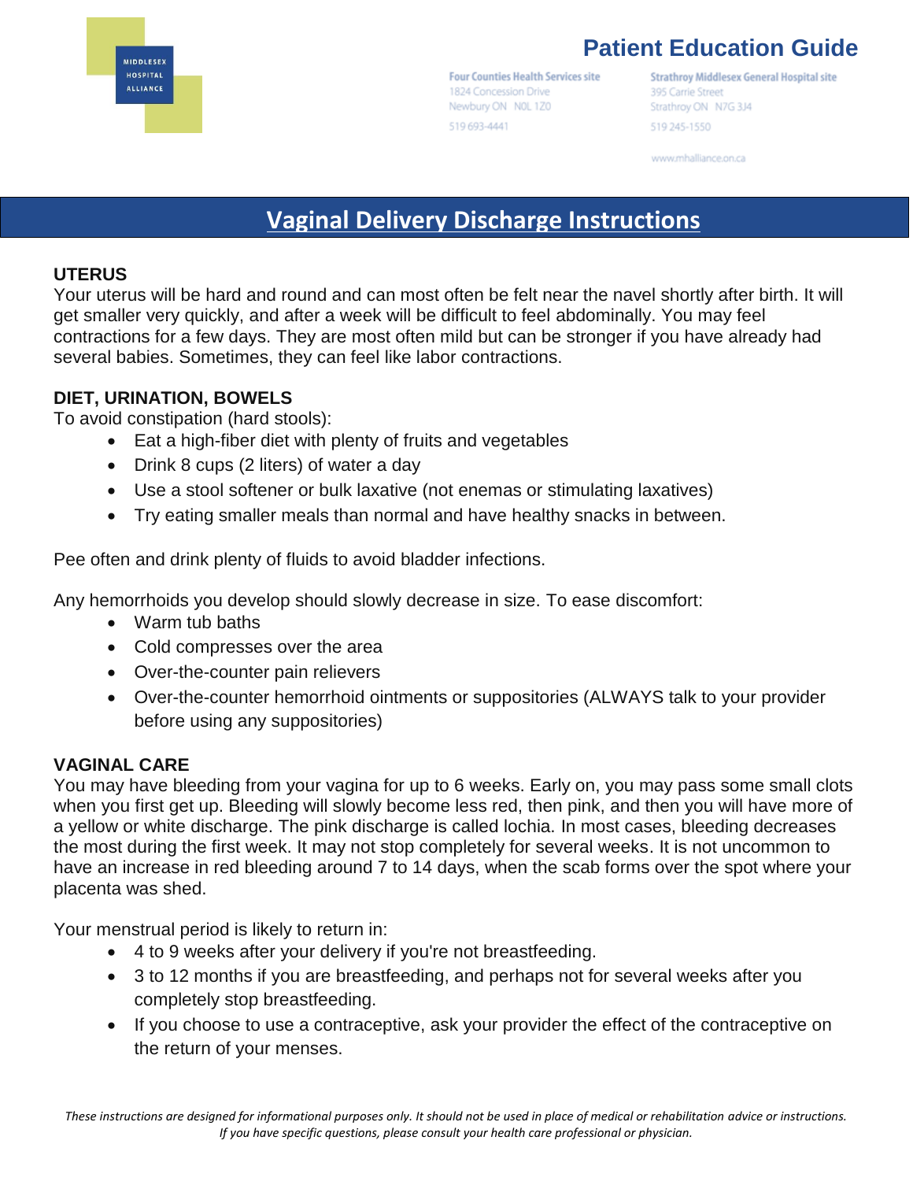MIDDLESEX HOSPITAL ALLIANCE

# Patient Education Guide

Four Counties Health Services site
1824 Concession Drive
Newbury ON N0L 1Z0
519 693-4441

Strathroy Middlesex General Hospital site
395 Carrie Street
Strathroy ON N7G 3J4
519 245-1550

www.mhalliance.on.ca

## Vaginal Delivery Discharge Instructions

### UTERUS

Your uterus will be hard and round and can most often be felt near the navel shortly after birth. It will get smaller very quickly, and after a week will be difficult to feel abdominally. You may feel contractions for a few days. They are most often mild but can be stronger if you have already had several babies. Sometimes, they can feel like labor contractions.

### DIET, URINATION, BOWELS

To avoid constipation (hard stools):

- Eat a high-fiber diet with plenty of fruits and vegetables
- Drink 8 cups (2 liters) of water a day
- Use a stool softener or bulk laxative (not enemas or stimulating laxatives)
- Try eating smaller meals than normal and have healthy snacks in between.

Pee often and drink plenty of fluids to avoid bladder infections.

Any hemorrhoids you develop should slowly decrease in size. To ease discomfort:

- Warm tub baths
- Cold compresses over the area
- Over-the-counter pain relievers
- Over-the-counter hemorrhoid ointments or suppositories (ALWAYS talk to your provider before using any suppositories)

### VAGINAL CARE

You may have bleeding from your vagina for up to 6 weeks. Early on, you may pass some small clots when you first get up. Bleeding will slowly become less red, then pink, and then you will have more of a yellow or white discharge. The pink discharge is called lochia. In most cases, bleeding decreases the most during the first week. It may not stop completely for several weeks. It is not uncommon to have an increase in red bleeding around 7 to 14 days, when the scab forms over the spot where your placenta was shed.

Your menstrual period is likely to return in:

- 4 to 9 weeks after your delivery if you're not breastfeeding.
- 3 to 12 months if you are breastfeeding, and perhaps not for several weeks after you completely stop breastfeeding.
- If you choose to use a contraceptive, ask your provider the effect of the contraceptive on the return of your menses.

*These instructions are designed for informational purposes only. It should not be used in place of medical or rehabilitation advice or instructions. If you have specific questions, please consult your health care professional or physician.*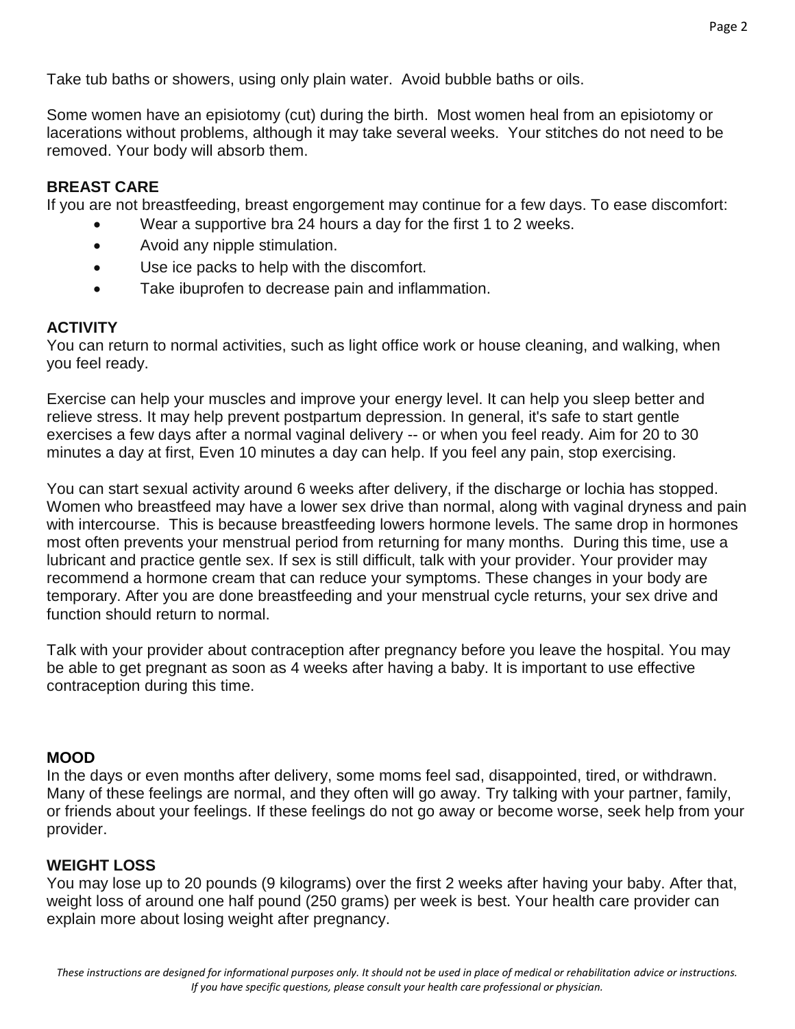Take tub baths or showers, using only plain water. Avoid bubble baths or oils.

Some women have an episiotomy (cut) during the birth. Most women heal from an episiotomy or lacerations without problems, although it may take several weeks. Your stitches do not need to be removed. Your body will absorb them.

## BREAST CARE

If you are not breastfeeding, breast engorgement may continue for a few days. To ease discomfort:

- Wear a supportive bra 24 hours a day for the first 1 to 2 weeks.
- Avoid any nipple stimulation.
- Use ice packs to help with the discomfort.
- Take ibuprofen to decrease pain and inflammation.

## ACTIVITY

You can return to normal activities, such as light office work or house cleaning, and walking, when you feel ready.

Exercise can help your muscles and improve your energy level. It can help you sleep better and relieve stress. It may help prevent postpartum depression. In general, it's safe to start gentle exercises a few days after a normal vaginal delivery -- or when you feel ready. Aim for 20 to 30 minutes a day at first, Even 10 minutes a day can help. If you feel any pain, stop exercising.

You can start sexual activity around 6 weeks after delivery, if the discharge or lochia has stopped. Women who breastfeed may have a lower sex drive than normal, along with vaginal dryness and pain with intercourse. This is because breastfeeding lowers hormone levels. The same drop in hormones most often prevents your menstrual period from returning for many months. During this time, use a lubricant and practice gentle sex. If sex is still difficult, talk with your provider. Your provider may recommend a hormone cream that can reduce your symptoms. These changes in your body are temporary. After you are done breastfeeding and your menstrual cycle returns, your sex drive and function should return to normal.

Talk with your provider about contraception after pregnancy before you leave the hospital. You may be able to get pregnant as soon as 4 weeks after having a baby. It is important to use effective contraception during this time.

## MOOD

In the days or even months after delivery, some moms feel sad, disappointed, tired, or withdrawn. Many of these feelings are normal, and they often will go away. Try talking with your partner, family, or friends about your feelings. If these feelings do not go away or become worse, seek help from your provider.

## WEIGHT LOSS

You may lose up to 20 pounds (9 kilograms) over the first 2 weeks after having your baby. After that, weight loss of around one half pound (250 grams) per week is best. Your health care provider can explain more about losing weight after pregnancy.

*These instructions are designed for informational purposes only. It should not be used in place of medical or rehabilitation advice or instructions. If you have specific questions, please consult your health care professional or physician.*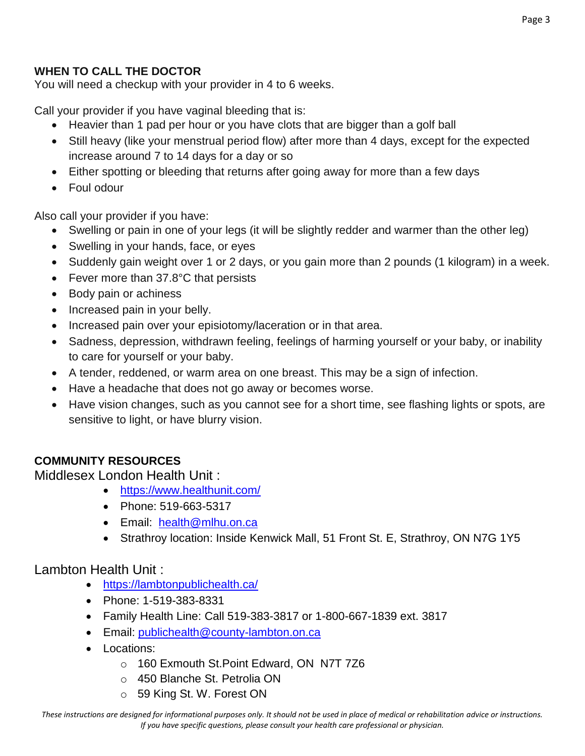## WHEN TO CALL THE DOCTOR

You will need a checkup with your provider in 4 to 6 weeks.

Call your provider if you have vaginal bleeding that is:

- Heavier than 1 pad per hour or you have clots that are bigger than a golf ball
- Still heavy (like your menstrual period flow) after more than 4 days, except for the expected increase around 7 to 14 days for a day or so
- Either spotting or bleeding that returns after going away for more than a few days
- Foul odour

Also call your provider if you have:

- Swelling or pain in one of your legs (it will be slightly redder and warmer than the other leg)
- Swelling in your hands, face, or eyes
- Suddenly gain weight over 1 or 2 days, or you gain more than 2 pounds (1 kilogram) in a week.
- Fever more than 37.8°C that persists
- Body pain or achiness
- Increased pain in your belly.
- Increased pain over your episiotomy/laceration or in that area.
- Sadness, depression, withdrawn feeling, feelings of harming yourself or your baby, or inability to care for yourself or your baby.
- A tender, reddened, or warm area on one breast. This may be a sign of infection.
- Have a headache that does not go away or becomes worse.
- Have vision changes, such as you cannot see for a short time, see flashing lights or spots, are sensitive to light, or have blurry vision.

## COMMUNITY RESOURCES

Middlesex London Health Unit :

- https://www.healthunit.com/
- Phone: 519-663-5317
- Email: health@mlhu.on.ca
- Strathroy location: Inside Kenwick Mall, 51 Front St. E, Strathroy, ON N7G 1Y5

Lambton Health Unit :

- https://lambtonpublichealth.ca/
- Phone: 1-519-383-8331
- Family Health Line: Call 519-383-3817 or 1-800-667-1839 ext. 3817
- Email: publichealth@county-lambton.on.ca
- Locations:
  - 160 Exmouth St.Point Edward, ON N7T 7Z6
  - 450 Blanche St. Petrolia ON
  - 59 King St. W. Forest ON

*These instructions are designed for informational purposes only. It should not be used in place of medical or rehabilitation advice or instructions. If you have specific questions, please consult your health care professional or physician.*